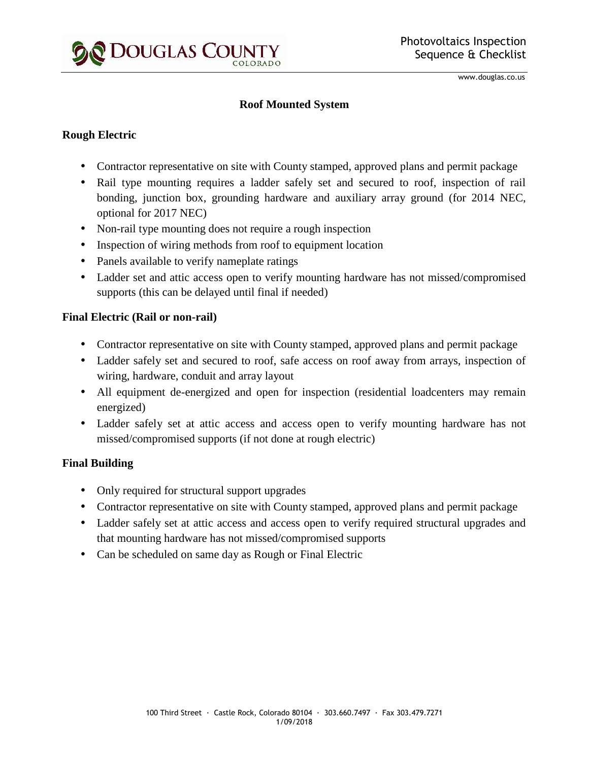# Photovoltaics Inspection Sequence & Checklist

## Roof Mounted System

### Rough Electric

- Contractor representative on site with County stamped, approved plans and permit package
- Rail type mounting requires a ladder safely set and secured to roof, inspection of rail bonding, junction box, grounding hardware and auxiliary array ground (for 2014 NEC, optional for 2017 NEC)
- Non-rail type mounting does not require a rough inspection
- Inspection of wiring methods from roof to equipment location
- Panels available to verify nameplate ratings
- Ladder set and attic access open to verify mounting hardware has not missed/compromised supports (this can be delayed until final if needed)

### Final Electric (Rail or non-rail)

- Contractor representative on site with County stamped, approved plans and permit package
- Ladder safely set and secured to roof, safe access on roof away from arrays, inspection of wiring, hardware, conduit and array layout
- All equipment de-energized and open for inspection (residential loadcenters may remain energized)
- Ladder safely set at attic access and access open to verify mounting hardware has not missed/compromised supports (if not done at rough electric)

### Final Building

- Only required for structural support upgrades
- Contractor representative on site with County stamped, approved plans and permit package
- Ladder safely set at attic access and access open to verify required structural upgrades and that mounting hardware has not missed/compromised supports
- Can be scheduled on same day as Rough or Final Electric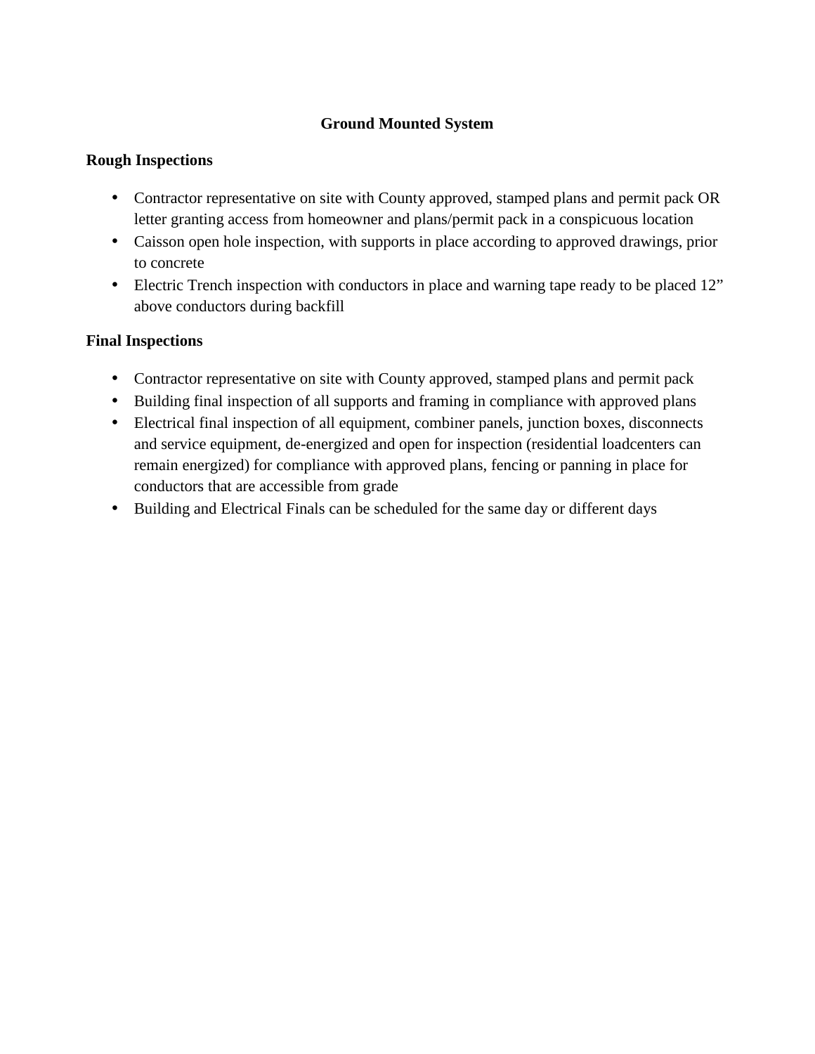# Ground Mounted System

## Rough Inspections

- Contractor representative on site with County approved, stamped plans and permit pack OR letter granting access from homeowner and plans/permit pack in a conspicuous location
- Caisson open hole inspection, with supports in place according to approved drawings, prior to concrete
- Electric Trench inspection with conductors in place and warning tape ready to be placed 12" above conductors during backfill

## Final Inspections

- Contractor representative on site with County approved, stamped plans and permit pack
- Building final inspection of all supports and framing in compliance with approved plans
- Electrical final inspection of all equipment, combiner panels, junction boxes, disconnects and service equipment, de-energized and open for inspection (residential loadcenters can remain energized) for compliance with approved plans, fencing or panning in place for conductors that are accessible from grade
- Building and Electrical Finals can be scheduled for the same day or different days